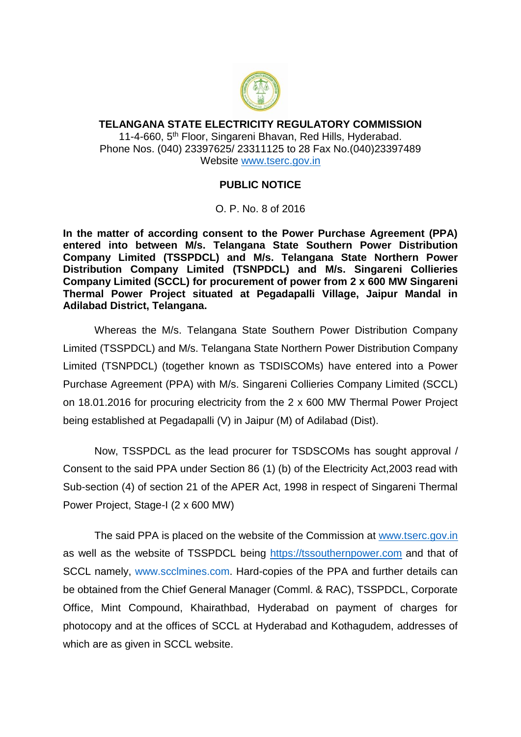# TELANGANA STATE ELECTRICITY REGULATORY COMMISSION

11-4-660, 5th Floor, Singareni Bhavan, Red Hills, Hyderabad.
Phone Nos. (040) 23397625/ 23311125 to 28 Fax No.(040)23397489
Website www.tserc.gov.in

## PUBLIC NOTICE

O. P. No. 8 of 2016

**In the matter of according consent to the Power Purchase Agreement (PPA) entered into between M/s. Telangana State Southern Power Distribution Company Limited (TSSPDCL) and M/s. Telangana State Northern Power Distribution Company Limited (TSNPDCL) and M/s. Singareni Collieries Company Limited (SCCL) for procurement of power from 2 x 600 MW Singareni Thermal Power Project situated at Pegadapalli Village, Jaipur Mandal in Adilabad District, Telangana.**

Whereas the M/s. Telangana State Southern Power Distribution Company Limited (TSSPDCL) and M/s. Telangana State Northern Power Distribution Company Limited (TSNPDCL) (together known as TSDISCOMs) have entered into a Power Purchase Agreement (PPA) with M/s. Singareni Collieries Company Limited (SCCL) on 18.01.2016 for procuring electricity from the 2 x 600 MW Thermal Power Project being established at Pegadapalli (V) in Jaipur (M) of Adilabad (Dist).

Now, TSSPDCL as the lead procurer for TSDSCOMs has sought approval / Consent to the said PPA under Section 86 (1) (b) of the Electricity Act,2003 read with Sub-section (4) of section 21 of the APER Act, 1998 in respect of Singareni Thermal Power Project, Stage-I (2 x 600 MW)

The said PPA is placed on the website of the Commission at www.tserc.gov.in as well as the website of TSSPDCL being https://tssouthernpower.com and that of SCCL namely, www.scclmines.com. Hard-copies of the PPA and further details can be obtained from the Chief General Manager (Comml. & RAC), TSSPDCL, Corporate Office, Mint Compound, Khairathbad, Hyderabad on payment of charges for photocopy and at the offices of SCCL at Hyderabad and Kothagudem, addresses of which are as given in SCCL website.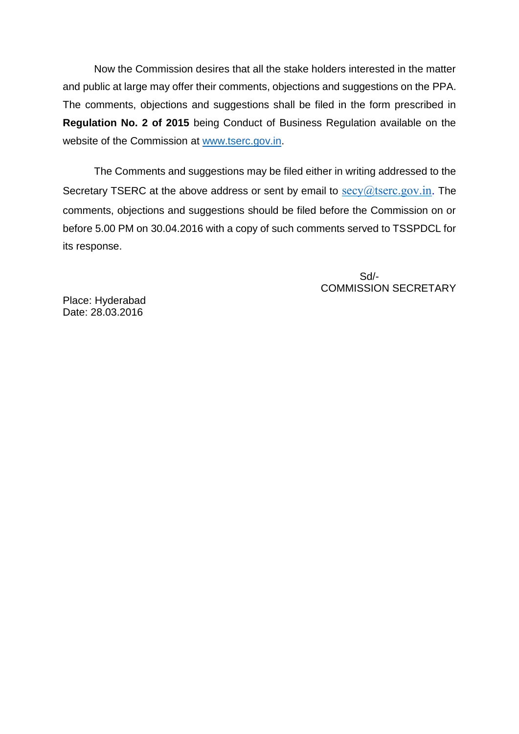Now the Commission desires that all the stake holders interested in the matter and public at large may offer their comments, objections and suggestions on the PPA. The comments, objections and suggestions shall be filed in the form prescribed in **Regulation No. 2 of 2015** being Conduct of Business Regulation available on the website of the Commission at www.tserc.gov.in.

The Comments and suggestions may be filed either in writing addressed to the Secretary TSERC at the above address or sent by email to secy@tserc.gov.in. The comments, objections and suggestions should be filed before the Commission on or before 5.00 PM on 30.04.2016 with a copy of such comments served to TSSPDCL for its response.

Sd/-
COMMISSION SECRETARY

Place: Hyderabad
Date: 28.03.2016